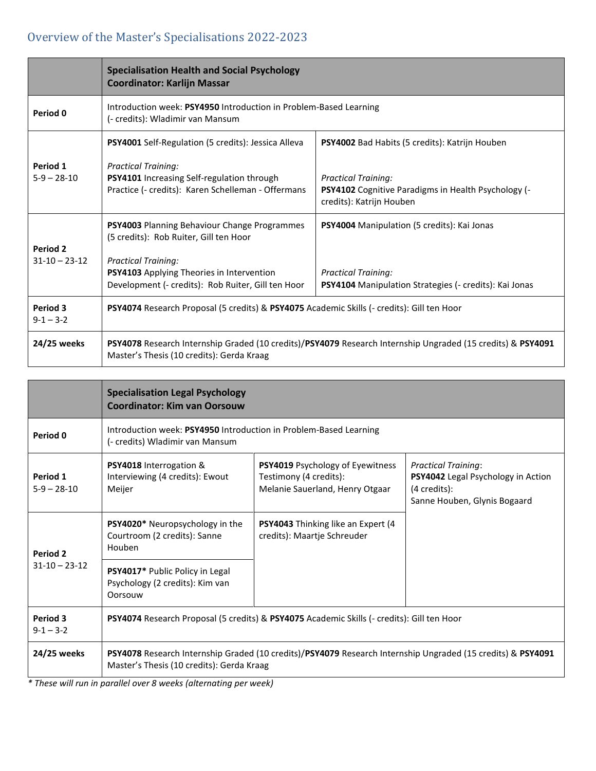## Overview of the Master's Specialisations 2022-2023

| | Specialisation Health and Social Psychology<br>Coordinator: Karlijn Massar | |
|---|---|---|
| **Period 0** | Introduction week: **PSY4950** Introduction in Problem-Based Learning (- credits): Wladimir van Mansum | |
| **Period 1**<br>5-9 – 28-10 | **PSY4001** Self-Regulation (5 credits): Jessica Alleva<br><br>*Practical Training:*<br>**PSY4101** Increasing Self-regulation through Practice (- credits): Karen Schelleman - Offermans | **PSY4002** Bad Habits (5 credits): Katrijn Houben<br><br>*Practical Training:*<br>**PSY4102** Cognitive Paradigms in Health Psychology (- credits): Katrijn Houben |
| **Period 2**<br>31-10 – 23-12 | **PSY4003** Planning Behaviour Change Programmes (5 credits): Rob Ruiter, Gill ten Hoor<br><br>*Practical Training:*<br>**PSY4103** Applying Theories in Intervention Development (- credits): Rob Ruiter, Gill ten Hoor | **PSY4004** Manipulation (5 credits): Kai Jonas<br><br>*Practical Training:*<br>**PSY4104** Manipulation Strategies (- credits): Kai Jonas |
| **Period 3**<br>9-1 – 3-2 | **PSY4074** Research Proposal (5 credits) & **PSY4075** Academic Skills (- credits): Gill ten Hoor | |
| **24/25 weeks** | **PSY4078** Research Internship Graded (10 credits)/**PSY4079** Research Internship Ungraded (15 credits) & **PSY4091** Master's Thesis (10 credits): Gerda Kraag | |

| | Specialisation Legal Psychology<br>Coordinator: Kim van Oorsouw | | |
|---|---|---|---|
| **Period 0** | Introduction week: **PSY4950** Introduction in Problem-Based Learning (- credits) Wladimir van Mansum | | |
| **Period 1**<br>5-9 – 28-10 | **PSY4018** Interrogation & Interviewing (4 credits): Ewout Meijer | **PSY4019** Psychology of Eyewitness Testimony (4 credits): Melanie Sauerland, Henry Otgaar | *Practical Training*:<br>**PSY4042** Legal Psychology in Action (4 credits):<br>Sanne Houben, Glynis Bogaard |
| **Period 2**<br>31-10 – 23-12 | **PSY4020*** Neuropsychology in the Courtroom (2 credits): Sanne Houben<br><br>**PSY4017*** Public Policy in Legal Psychology (2 credits): Kim van Oorsouw | **PSY4043** Thinking like an Expert (4 credits): Maartje Schreuder | |
| **Period 3**<br>9-1 – 3-2 | **PSY4074** Research Proposal (5 credits) & **PSY4075** Academic Skills (- credits): Gill ten Hoor | | |
| **24/25 weeks** | **PSY4078** Research Internship Graded (10 credits)/**PSY4079** Research Internship Ungraded (15 credits) & **PSY4091** Master's Thesis (10 credits): Gerda Kraag | | |

*\* These will run in parallel over 8 weeks (alternating per week)*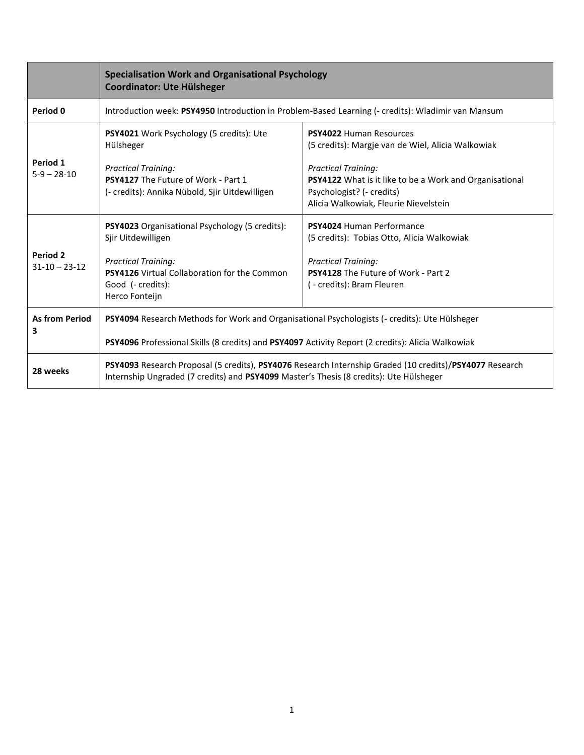| | **Specialisation Work and Organisational Psychology**<br>**Coordinator: Ute Hülsheger** | |
|---|---|---|
| **Period 0** | Introduction week: **PSY4950** Introduction in Problem-Based Learning (- credits): Wladimir van Mansum | |
| **Period 1**<br>5-9 – 28-10 | **PSY4021** Work Psychology (5 credits): Ute Hülsheger<br><br>*Practical Training:*<br>**PSY4127** The Future of Work - Part 1<br>(- credits): Annika Nübold, Sjir Uitdewilligen | **PSY4022** Human Resources<br>(5 credits): Margje van de Wiel, Alicia Walkowiak<br><br>*Practical Training:*<br>**PSY4122** What is it like to be a Work and Organisational Psychologist? (- credits)<br>Alicia Walkowiak, Fleurie Nievelstein |
| **Period 2**<br>31-10 – 23-12 | **PSY4023** Organisational Psychology (5 credits): Sjir Uitdewilligen<br><br>*Practical Training:*<br>**PSY4126** Virtual Collaboration for the Common Good (- credits):<br>Herco Fonteijn | **PSY4024** Human Performance<br>(5 credits): Tobias Otto, Alicia Walkowiak<br><br>*Practical Training:*<br>**PSY4128** The Future of Work - Part 2<br>( - credits): Bram Fleuren |
| **As from Period 3** | **PSY4094** Research Methods for Work and Organisational Psychologists (- credits): Ute Hülsheger<br><br>**PSY4096** Professional Skills (8 credits) and **PSY4097** Activity Report (2 credits): Alicia Walkowiak | |
| **28 weeks** | **PSY4093** Research Proposal (5 credits), **PSY4076** Research Internship Graded (10 credits)/**PSY4077** Research Internship Ungraded (7 credits) and **PSY4099** Master's Thesis (8 credits): Ute Hülsheger | |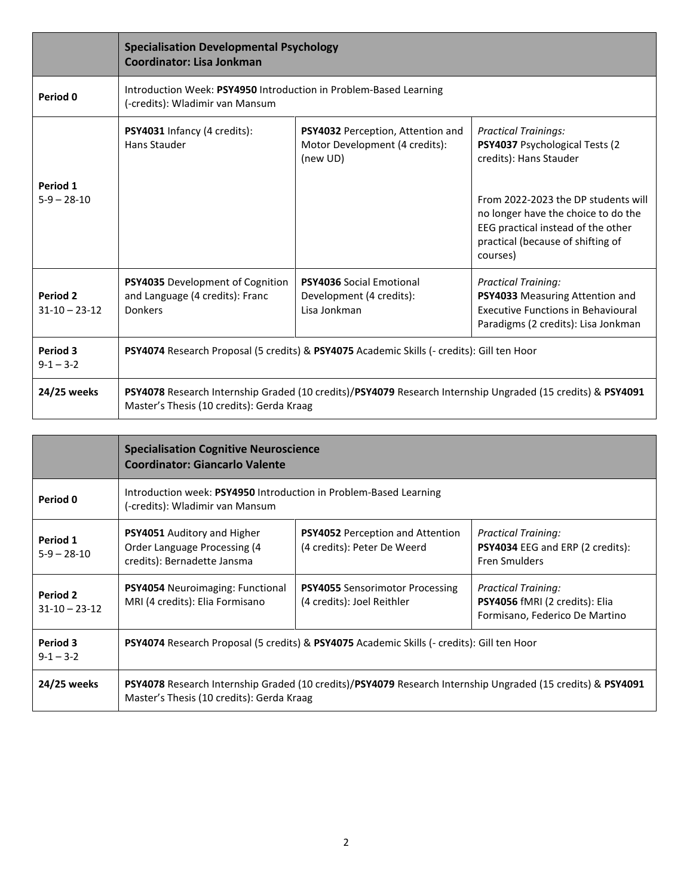| | **Specialisation Developmental Psychology**<br>**Coordinator: Lisa Jonkman** | | |
|---|---|---|---|
| **Period 0** | Introduction Week: **PSY4950** Introduction in Problem-Based Learning (-credits): Wladimir van Mansum | | |
| **Period 1**<br>5-9 – 28-10 | **PSY4031** Infancy (4 credits): Hans Stauder | **PSY4032** Perception, Attention and Motor Development (4 credits): (new UD) | *Practical Trainings:*<br>**PSY4037** Psychological Tests (2 credits): Hans Stauder<br><br>From 2022-2023 the DP students will no longer have the choice to do the EEG practical instead of the other practical (because of shifting of courses) |
| **Period 2**<br>31-10 – 23-12 | **PSY4035** Development of Cognition and Language (4 credits): Franc Donkers | **PSY4036** Social Emotional Development (4 credits): Lisa Jonkman | *Practical Training:*<br>**PSY4033** Measuring Attention and Executive Functions in Behavioural Paradigms (2 credits): Lisa Jonkman |
| **Period 3**<br>9-1 – 3-2 | **PSY4074** Research Proposal (5 credits) & **PSY4075** Academic Skills (- credits): Gill ten Hoor | | |
| **24/25 weeks** | **PSY4078** Research Internship Graded (10 credits)/**PSY4079** Research Internship Ungraded (15 credits) & **PSY4091** Master's Thesis (10 credits): Gerda Kraag | | |

| | **Specialisation Cognitive Neuroscience**<br>**Coordinator: Giancarlo Valente** | | |
|---|---|---|---|
| **Period 0** | Introduction week: **PSY4950** Introduction in Problem-Based Learning (-credits): Wladimir van Mansum | | |
| **Period 1**<br>5-9 – 28-10 | **PSY4051** Auditory and Higher Order Language Processing (4 credits): Bernadette Jansma | **PSY4052** Perception and Attention (4 credits): Peter De Weerd | *Practical Training:*<br>**PSY4034** EEG and ERP (2 credits): Fren Smulders |
| **Period 2**<br>31-10 – 23-12 | **PSY4054** Neuroimaging: Functional MRI (4 credits): Elia Formisano | **PSY4055** Sensorimotor Processing (4 credits): Joel Reithler | *Practical Training:*<br>**PSY4056** fMRI (2 credits): Elia Formisano, Federico De Martino |
| **Period 3**<br>9-1 – 3-2 | **PSY4074** Research Proposal (5 credits) & **PSY4075** Academic Skills (- credits): Gill ten Hoor | | |
| **24/25 weeks** | **PSY4078** Research Internship Graded (10 credits)/**PSY4079** Research Internship Ungraded (15 credits) & **PSY4091** Master's Thesis (10 credits): Gerda Kraag | | |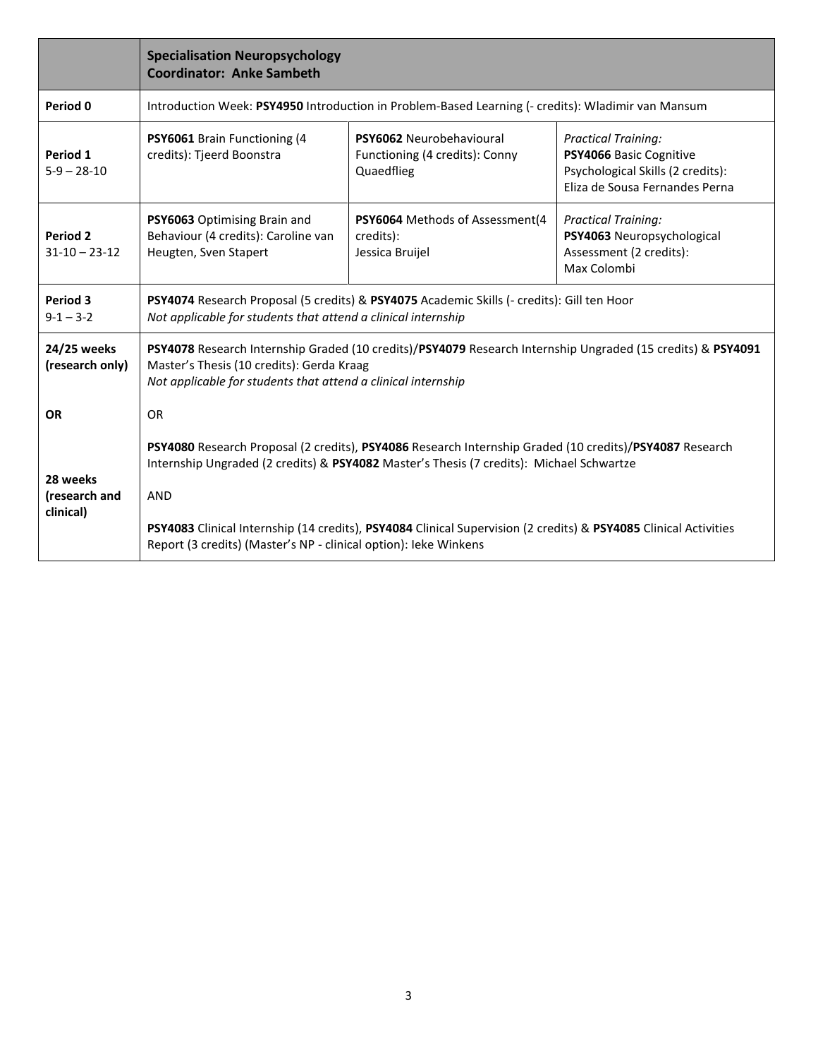| | **Specialisation Neuropsychology**<br>**Coordinator: Anke Sambeth** | | |
|---|---|---|---|
| **Period 0** | Introduction Week: **PSY4950** Introduction in Problem-Based Learning (- credits): Wladimir van Mansum | | |
| **Period 1**<br>5-9 – 28-10 | **PSY6061** Brain Functioning (4 credits): Tjeerd Boonstra | **PSY6062** Neurobehavioural Functioning (4 credits): Conny Quaedflieg | *Practical Training:*<br>**PSY4066** Basic Cognitive Psychological Skills (2 credits): Eliza de Sousa Fernandes Perna |
| **Period 2**<br>31-10 – 23-12 | **PSY6063** Optimising Brain and Behaviour (4 credits): Caroline van Heugten, Sven Stapert | **PSY6064** Methods of Assessment(4 credits):<br>Jessica Bruijel | *Practical Training:*<br>**PSY4063** Neuropsychological Assessment (2 credits):<br>Max Colombi |
| **Period 3**<br>9-1 – 3-2 | **PSY4074** Research Proposal (5 credits) & **PSY4075** Academic Skills (- credits): Gill ten Hoor<br>*Not applicable for students that attend a clinical internship* | | |
| **24/25 weeks (research only)** | **PSY4078** Research Internship Graded (10 credits)/**PSY4079** Research Internship Ungraded (15 credits) & **PSY4091** Master's Thesis (10 credits): Gerda Kraag<br>*Not applicable for students that attend a clinical internship* | | |
| **OR** | OR | | |
| **28 weeks (research and clinical)** | **PSY4080** Research Proposal (2 credits), **PSY4086** Research Internship Graded (10 credits)/**PSY4087** Research Internship Ungraded (2 credits) & **PSY4082** Master's Thesis (7 credits): Michael Schwartze<br><br>AND<br><br>**PSY4083** Clinical Internship (14 credits), **PSY4084** Clinical Supervision (2 credits) & **PSY4085** Clinical Activities Report (3 credits) (Master's NP - clinical option): Ieke Winkens | | |